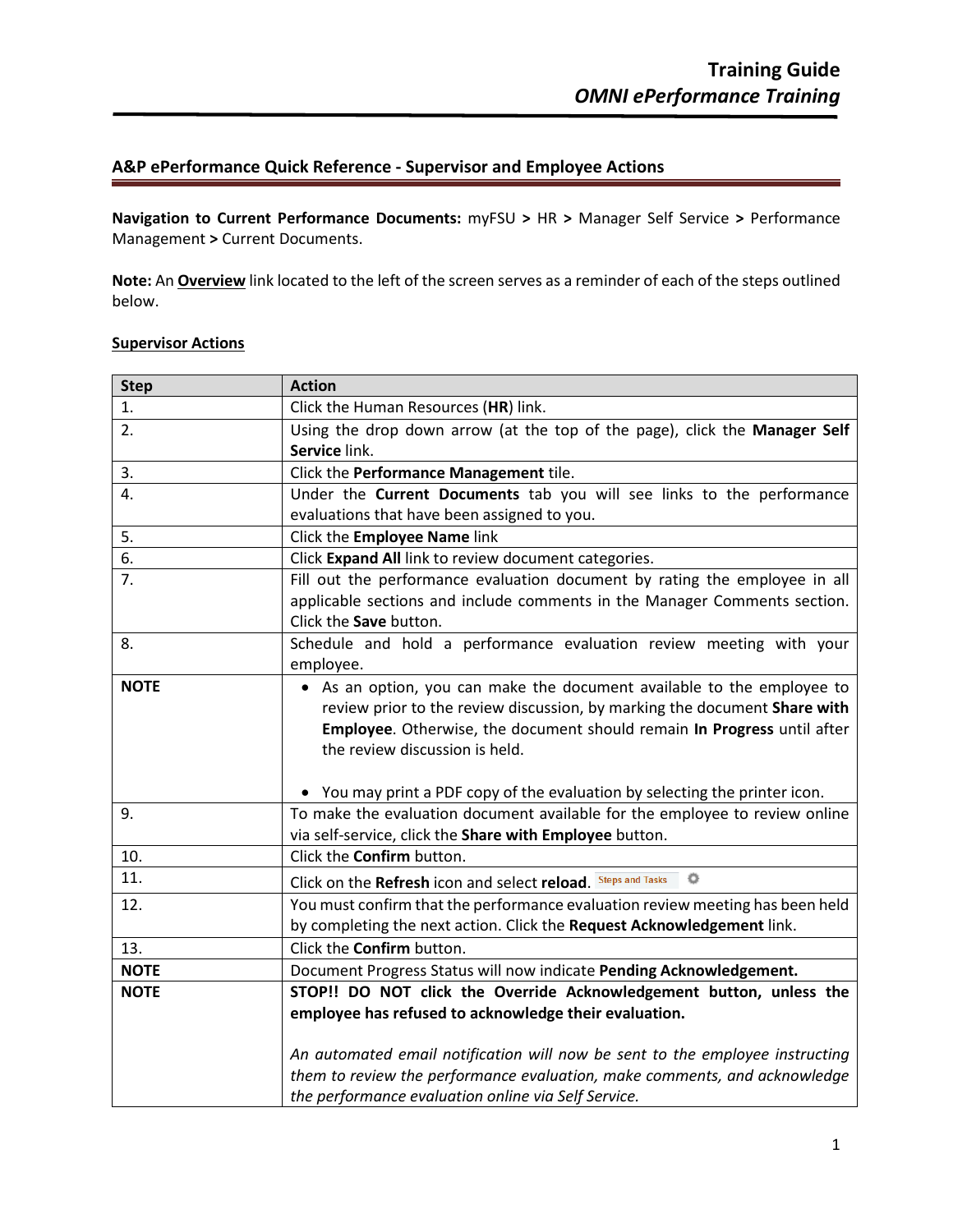## A&P ePerformance Quick Reference - Supervisor and Employee Actions

**Navigation to Current Performance Documents:** myFSU **>** HR **>** Manager Self Service **>** Performance Management **>** Current Documents.

**Note:** An **Overview** link located to the left of the screen serves as a reminder of each of the steps outlined below.

### Supervisor Actions

| Step | Action |
|---|---|
| 1. | Click the Human Resources (**HR**) link. |
| 2. | Using the drop down arrow (at the top of the page), click the **Manager Self Service** link. |
| 3. | Click the **Performance Management** tile. |
| 4. | Under the **Current Documents** tab you will see links to the performance evaluations that have been assigned to you. |
| 5. | Click the **Employee Name** link |
| 6. | Click **Expand All** link to review document categories. |
| 7. | Fill out the performance evaluation document by rating the employee in all applicable sections and include comments in the Manager Comments section. Click the **Save** button. |
| 8. | Schedule and hold a performance evaluation review meeting with your employee. |
| **NOTE** | • As an option, you can make the document available to the employee to review prior to the review discussion, by marking the document **Share with Employee**. Otherwise, the document should remain **In Progress** until after the review discussion is held.<br><br>• You may print a PDF copy of the evaluation by selecting the printer icon. |
| 9. | To make the evaluation document available for the employee to review online via self-service, click the **Share with Employee** button. |
| 10. | Click the **Confirm** button. |
| 11. | Click on the **Refresh** icon and select **reload**. Steps and Tasks |
| 12. | You must confirm that the performance evaluation review meeting has been held by completing the next action. Click the **Request Acknowledgement** link. |
| 13. | Click the **Confirm** button. |
| **NOTE** | Document Progress Status will now indicate **Pending Acknowledgement.** |
| **NOTE** | **STOP!! DO NOT click the Override Acknowledgement button, unless the employee has refused to acknowledge their evaluation.**<br><br>*An automated email notification will now be sent to the employee instructing them to review the performance evaluation, make comments, and acknowledge the performance evaluation online via Self Service.* |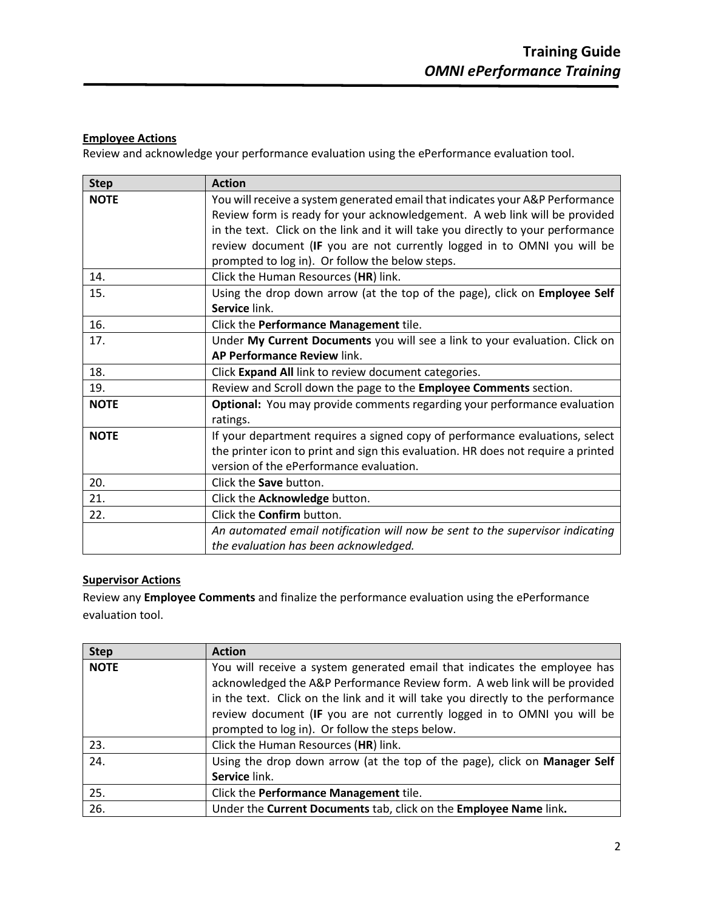**Employee Actions**

Review and acknowledge your performance evaluation using the ePerformance evaluation tool.

| Step | Action |
|---|---|
| **NOTE** | You will receive a system generated email that indicates your A&P Performance Review form is ready for your acknowledgement. A web link will be provided in the text. Click on the link and it will take you directly to your performance review document (**IF** you are not currently logged in to OMNI you will be prompted to log in). Or follow the below steps. |
| 14. | Click the Human Resources (**HR**) link. |
| 15. | Using the drop down arrow (at the top of the page), click on **Employee Self Service** link. |
| 16. | Click the **Performance Management** tile. |
| 17. | Under **My Current Documents** you will see a link to your evaluation. Click on **AP Performance Review** link. |
| 18. | Click **Expand All** link to review document categories. |
| 19. | Review and Scroll down the page to the **Employee Comments** section. |
| **NOTE** | **Optional:** You may provide comments regarding your performance evaluation ratings. |
| **NOTE** | If your department requires a signed copy of performance evaluations, select the printer icon to print and sign this evaluation. HR does not require a printed version of the ePerformance evaluation. |
| 20. | Click the **Save** button. |
| 21. | Click the **Acknowledge** button. |
| 22. | Click the **Confirm** button. |
| | *An automated email notification will now be sent to the supervisor indicating the evaluation has been acknowledged.* |

**Supervisor Actions**

Review any **Employee Comments** and finalize the performance evaluation using the ePerformance evaluation tool.

| Step | Action |
|---|---|
| **NOTE** | You will receive a system generated email that indicates the employee has acknowledged the A&P Performance Review form. A web link will be provided in the text. Click on the link and it will take you directly to the performance review document (**IF** you are not currently logged in to OMNI you will be prompted to log in). Or follow the steps below. |
| 23. | Click the Human Resources (**HR**) link. |
| 24. | Using the drop down arrow (at the top of the page), click on **Manager Self Service** link. |
| 25. | Click the **Performance Management** tile. |
| 26. | Under the **Current Documents** tab, click on the **Employee Name** link**.** |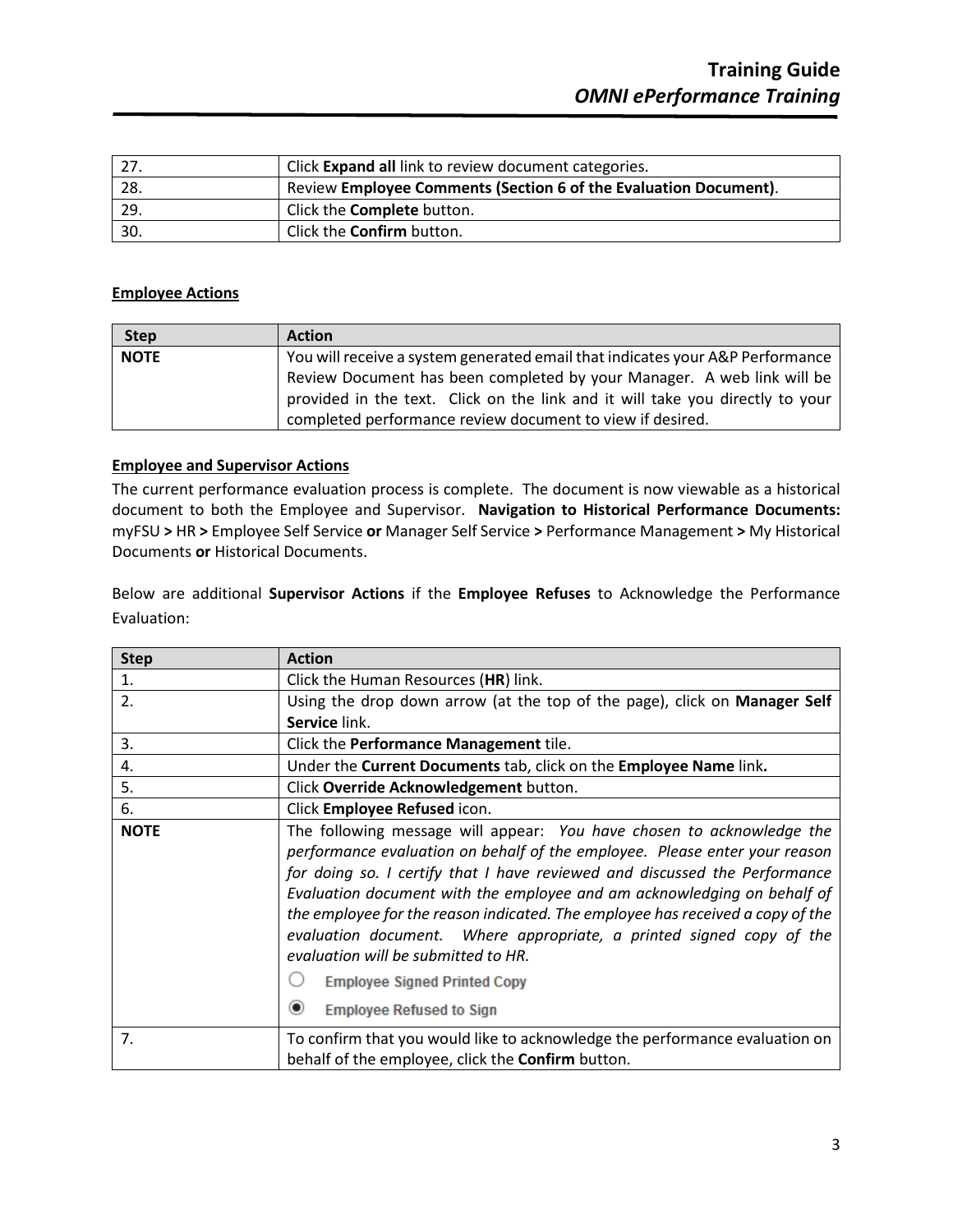| | |
|---|---|
| 27. | Click **Expand all** link to review document categories. |
| 28. | Review **Employee Comments (Section 6 of the Evaluation Document)**. |
| 29. | Click the **Complete** button. |
| 30. | Click the **Confirm** button. |

**Employee Actions**

| Step | Action |
|---|---|
| **NOTE** | You will receive a system generated email that indicates your A&P Performance Review Document has been completed by your Manager. A web link will be provided in the text. Click on the link and it will take you directly to your completed performance review document to view if desired. |

**Employee and Supervisor Actions**

The current performance evaluation process is complete. The document is now viewable as a historical document to both the Employee and Supervisor. **Navigation to Historical Performance Documents:** myFSU **>** HR **>** Employee Self Service **or** Manager Self Service **>** Performance Management **>** My Historical Documents **or** Historical Documents.

Below are additional **Supervisor Actions** if the **Employee Refuses** to Acknowledge the Performance Evaluation:

| Step | Action |
|---|---|
| 1. | Click the Human Resources (**HR**) link. |
| 2. | Using the drop down arrow (at the top of the page), click on **Manager Self Service** link. |
| 3. | Click the **Performance Management** tile. |
| 4. | Under the **Current Documents** tab, click on the **Employee Name** link**.** |
| 5. | Click **Override Acknowledgement** button. |
| 6. | Click **Employee Refused** icon. |
| **NOTE** | The following message will appear: *You have chosen to acknowledge the performance evaluation on behalf of the employee. Please enter your reason for doing so. I certify that I have reviewed and discussed the Performance Evaluation document with the employee and am acknowledging on behalf of the employee for the reason indicated. The employee has received a copy of the evaluation document. Where appropriate, a printed signed copy of the evaluation will be submitted to HR.* ○ Employee Signed Printed Copy ◉ Employee Refused to Sign |
| 7. | To confirm that you would like to acknowledge the performance evaluation on behalf of the employee, click the **Confirm** button. |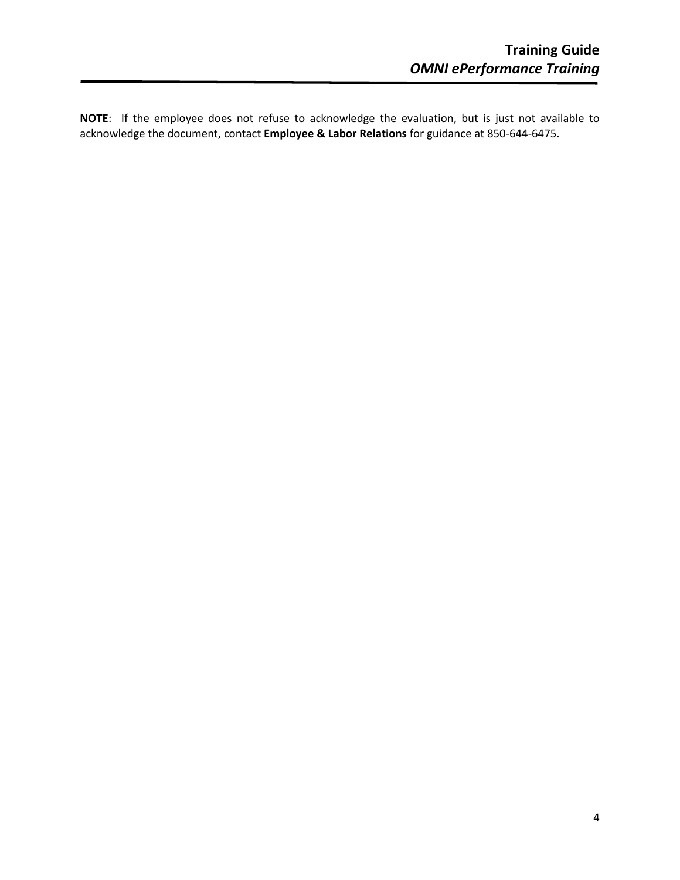**NOTE**: If the employee does not refuse to acknowledge the evaluation, but is just not available to acknowledge the document, contact **Employee & Labor Relations** for guidance at 850-644-6475.